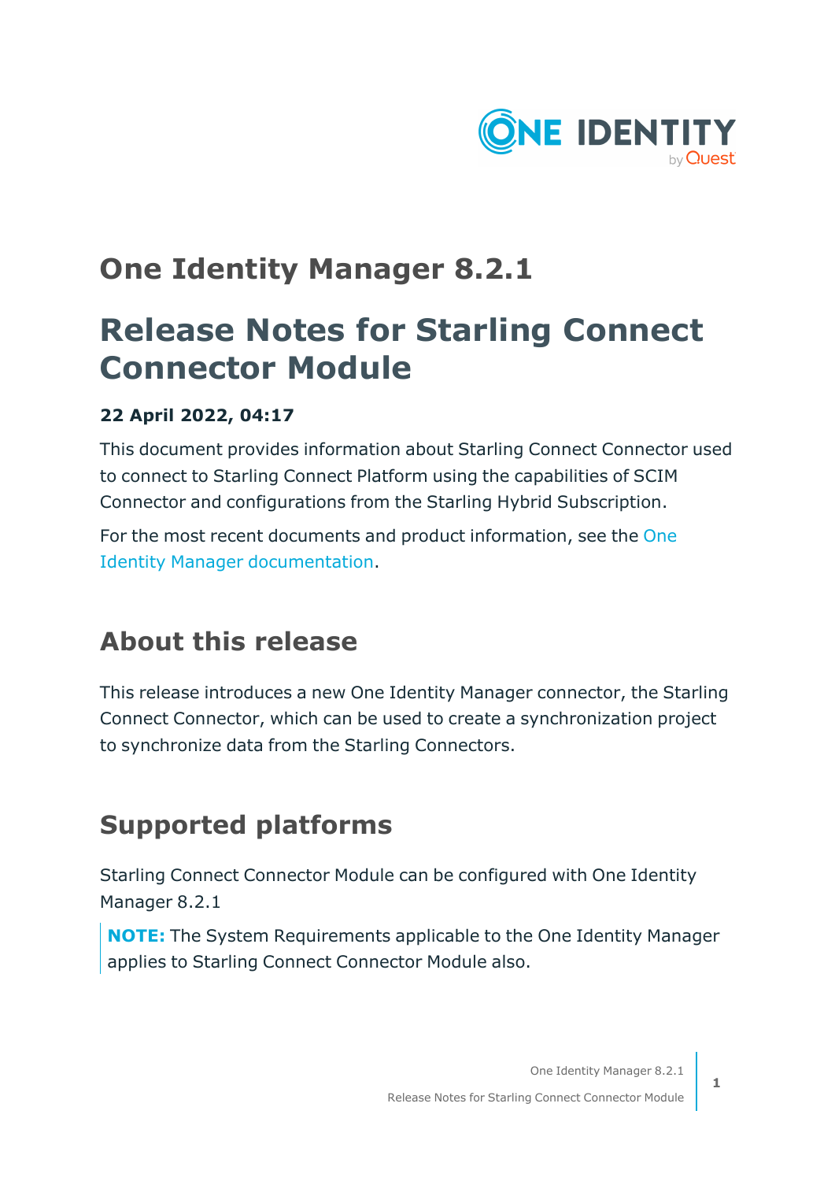# One Identity Manager 8.2.1

# Release Notes for Starling Connect Connector Module

**22 April 2022, 04:17**

This document provides information about Starling Connect Connector used to connect to Starling Connect Platform using the capabilities of SCIM Connector and configurations from the Starling Hybrid Subscription.

For the most recent documents and product information, see the One Identity Manager documentation.

## About this release

This release introduces a new One Identity Manager connector, the Starling Connect Connector, which can be used to create a synchronization project to synchronize data from the Starling Connectors.

## Supported platforms

Starling Connect Connector Module can be configured with One Identity Manager 8.2.1

> **NOTE:** The System Requirements applicable to the One Identity Manager applies to Starling Connect Connector Module also.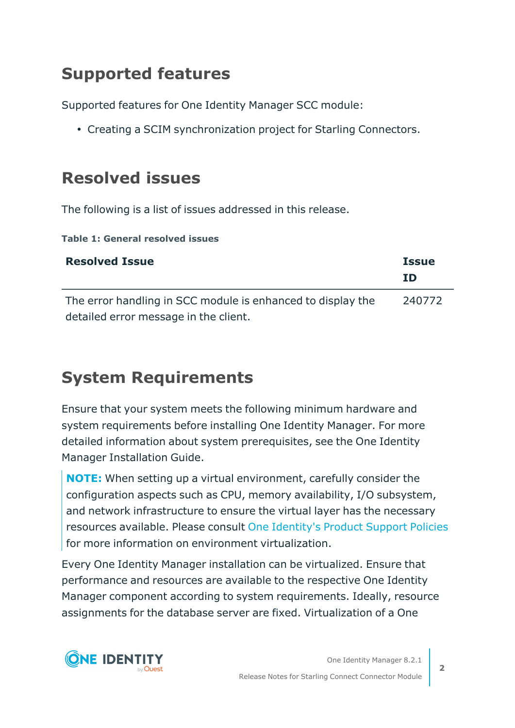## Supported features

Supported features for One Identity Manager SCC module:

- Creating a SCIM synchronization project for Starling Connectors.

## Resolved issues

The following is a list of issues addressed in this release.

**Table 1: General resolved issues**

| Resolved Issue | Issue ID |
|---|---|
| The error handling in SCC module is enhanced to display the detailed error message in the client. | 240772 |

## System Requirements

Ensure that your system meets the following minimum hardware and system requirements before installing One Identity Manager. For more detailed information about system prerequisites, see the One Identity Manager Installation Guide.

> **NOTE:** When setting up a virtual environment, carefully consider the configuration aspects such as CPU, memory availability, I/O subsystem, and network infrastructure to ensure the virtual layer has the necessary resources available. Please consult One Identity's Product Support Policies for more information on environment virtualization.

Every One Identity Manager installation can be virtualized. Ensure that performance and resources are available to the respective One Identity Manager component according to system requirements. Ideally, resource assignments for the database server are fixed. Virtualization of a One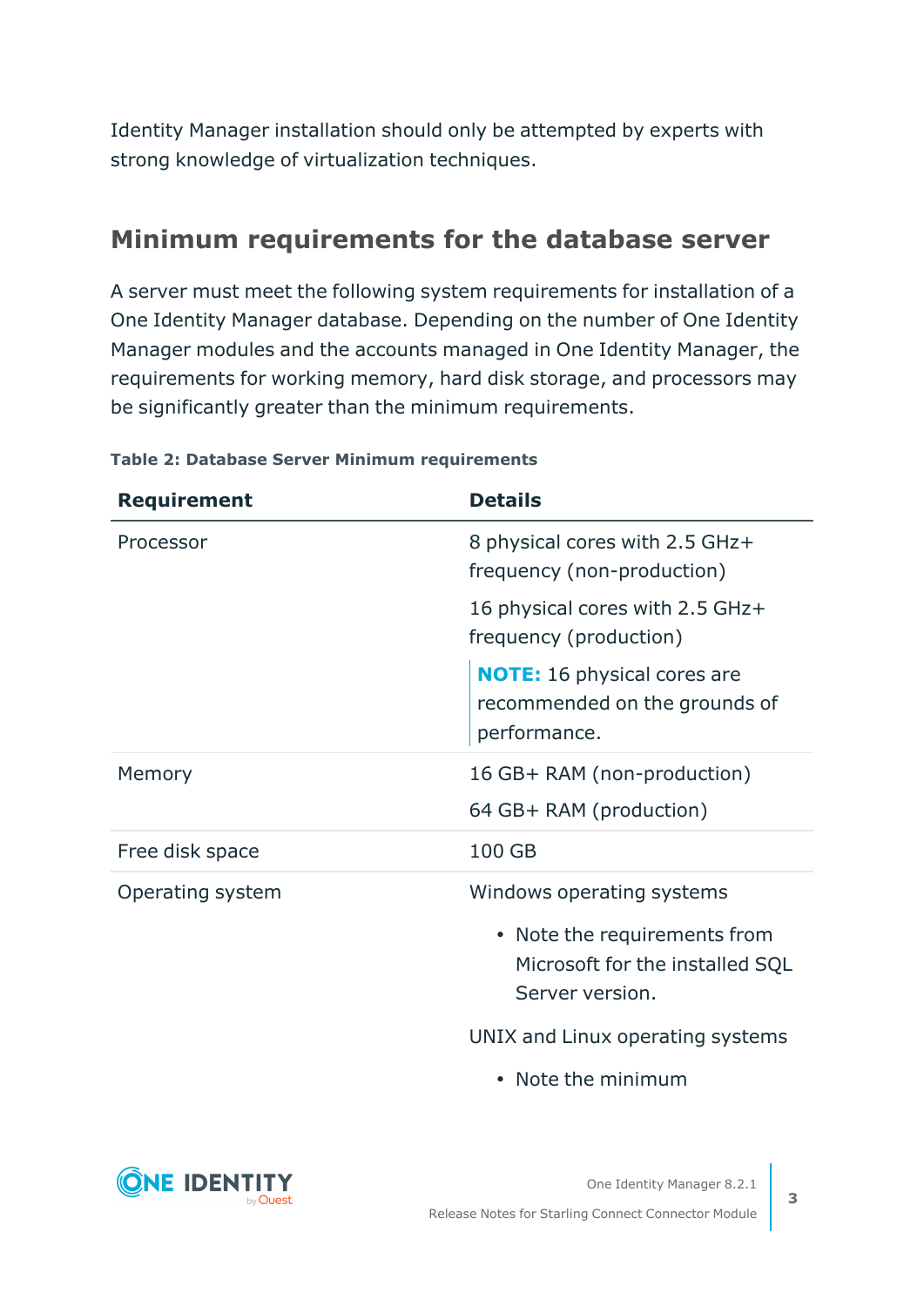Identity Manager installation should only be attempted by experts with strong knowledge of virtualization techniques.

## Minimum requirements for the database server

A server must meet the following system requirements for installation of a One Identity Manager database. Depending on the number of One Identity Manager modules and the accounts managed in One Identity Manager, the requirements for working memory, hard disk storage, and processors may be significantly greater than the minimum requirements.

**Table 2: Database Server Minimum requirements**

| Requirement | Details |
|---|---|
| Processor | 8 physical cores with 2.5 GHz+ frequency (non-production)<br><br>16 physical cores with 2.5 GHz+ frequency (production)<br><br>**NOTE:** 16 physical cores are recommended on the grounds of performance. |
| Memory | 16 GB+ RAM (non-production)<br><br>64 GB+ RAM (production) |
| Free disk space | 100 GB |
| Operating system | Windows operating systems<br><br>• Note the requirements from Microsoft for the installed SQL Server version.<br><br>UNIX and Linux operating systems<br><br>• Note the minimum |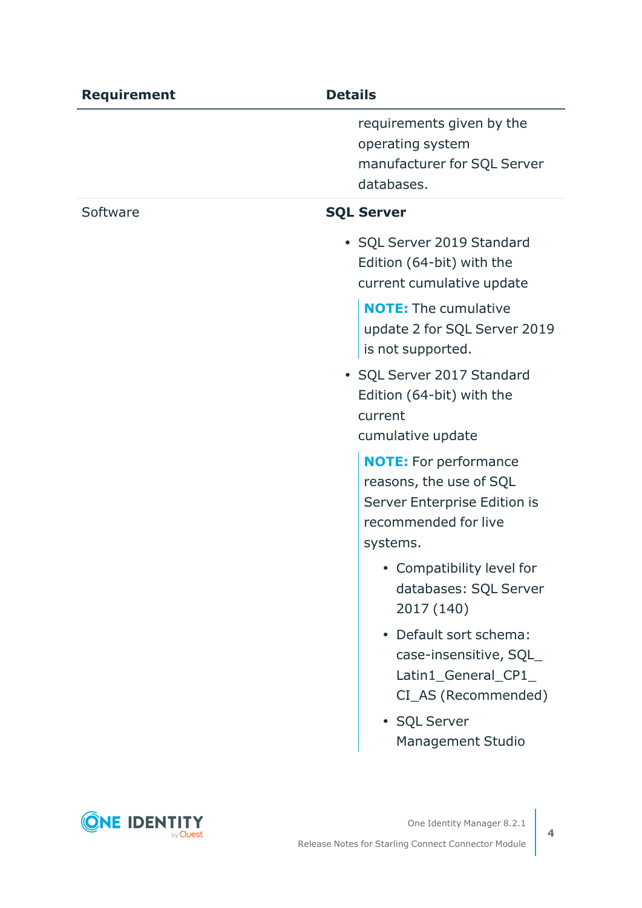| Requirement | Details |
|---|---|
| | requirements given by the operating system manufacturer for SQL Server databases. |
| Software | **SQL Server**<br><br>- SQL Server 2019 Standard Edition (64-bit) with the current cumulative update<br><br>**NOTE:** The cumulative update 2 for SQL Server 2019 is not supported.<br><br>- SQL Server 2017 Standard Edition (64-bit) with the current cumulative update<br><br>**NOTE:** For performance reasons, the use of SQL Server Enterprise Edition is recommended for live systems.<br><br>- Compatibility level for databases: SQL Server 2017 (140)<br>- Default sort schema: case-insensitive, SQL_Latin1_General_CP1_CI_AS (Recommended)<br>- SQL Server Management Studio |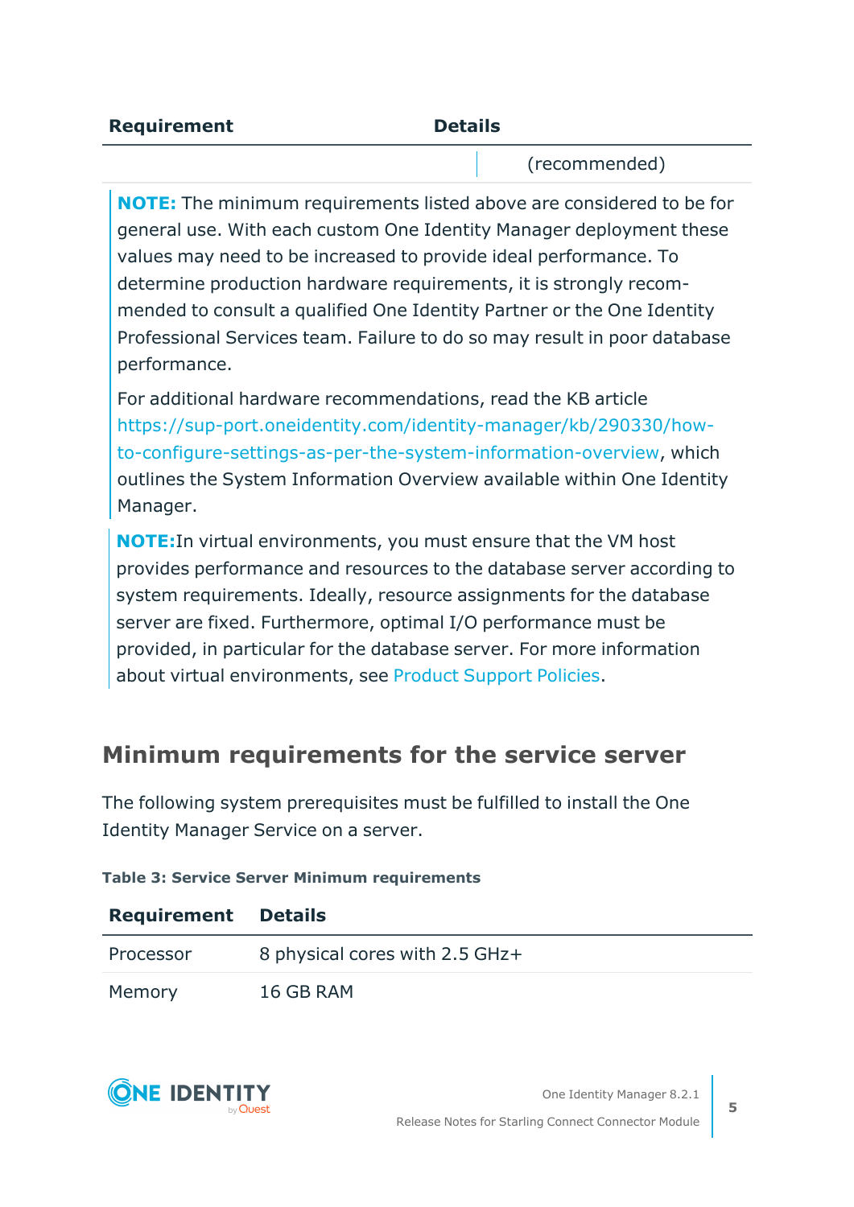| Requirement | Details |
| --- | --- |
| | (recommended) |

**NOTE:** The minimum requirements listed above are considered to be for general use. With each custom One Identity Manager deployment these values may need to be increased to provide ideal performance. To determine production hardware requirements, it is strongly recommended to consult a qualified One Identity Partner or the One Identity Professional Services team. Failure to do so may result in poor database performance.

For additional hardware recommendations, read the KB article https://sup-port.oneidentity.com/identity-manager/kb/290330/how-to-configure-settings-as-per-the-system-information-overview, which outlines the System Information Overview available within One Identity Manager.

**NOTE:**In virtual environments, you must ensure that the VM host provides performance and resources to the database server according to system requirements. Ideally, resource assignments for the database server are fixed. Furthermore, optimal I/O performance must be provided, in particular for the database server. For more information about virtual environments, see Product Support Policies.

## Minimum requirements for the service server

The following system prerequisites must be fulfilled to install the One Identity Manager Service on a server.

**Table 3: Service Server Minimum requirements**

| Requirement | Details |
| --- | --- |
| Processor | 8 physical cores with 2.5 GHz+ |
| Memory | 16 GB RAM |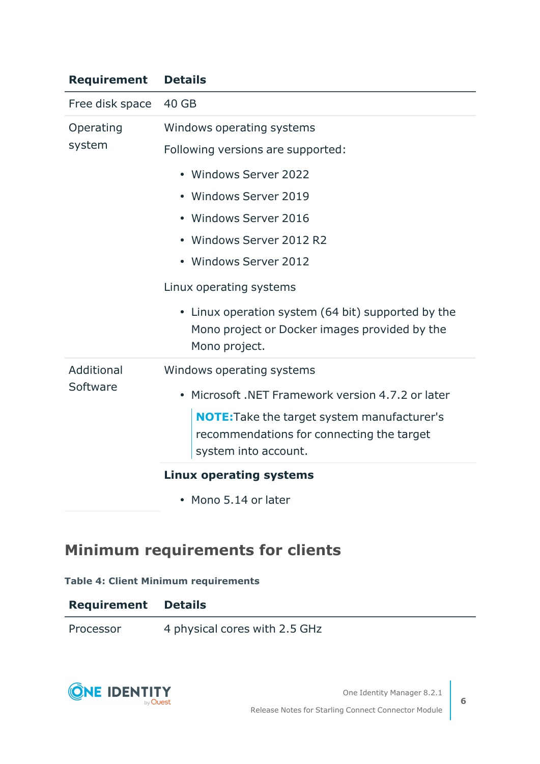| Requirement | Details |
|---|---|
| Free disk space | 40 GB |
| Operating system | Windows operating systems<br>Following versions are supported:<br>• Windows Server 2022<br>• Windows Server 2019<br>• Windows Server 2016<br>• Windows Server 2012 R2<br>• Windows Server 2012<br>Linux operating systems<br>• Linux operation system (64 bit) supported by the Mono project or Docker images provided by the Mono project. |
| Additional Software | Windows operating systems<br>• Microsoft .NET Framework version 4.7.2 or later<br>**NOTE:** Take the target system manufacturer's recommendations for connecting the target system into account.<br>**Linux operating systems**<br>• Mono 5.14 or later |

## Minimum requirements for clients

**Table 4: Client Minimum requirements**

| Requirement | Details |
|---|---|
| Processor | 4 physical cores with 2.5 GHz |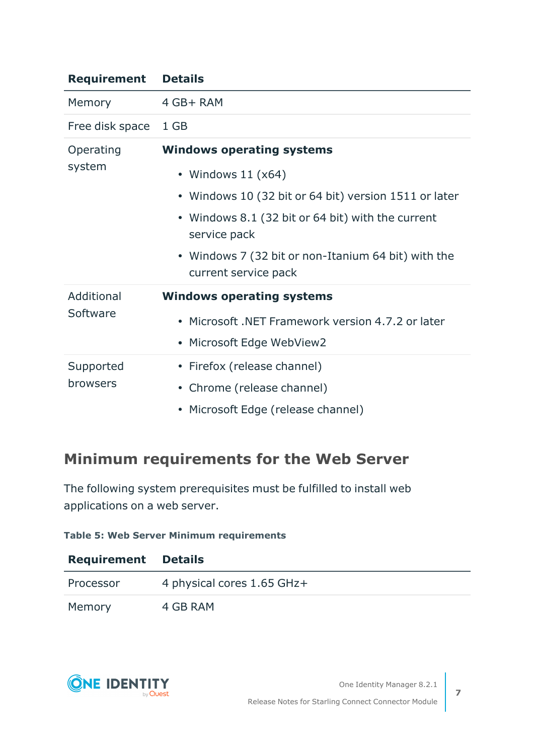| Requirement | Details |
|---|---|
| Memory | 4 GB+ RAM |
| Free disk space | 1 GB |
| Operating system | **Windows operating systems**<br>• Windows 11 (x64)<br>• Windows 10 (32 bit or 64 bit) version 1511 or later<br>• Windows 8.1 (32 bit or 64 bit) with the current service pack<br>• Windows 7 (32 bit or non-Itanium 64 bit) with the current service pack |
| Additional Software | **Windows operating systems**<br>• Microsoft .NET Framework version 4.7.2 or later<br>• Microsoft Edge WebView2 |
| Supported browsers | • Firefox (release channel)<br>• Chrome (release channel)<br>• Microsoft Edge (release channel) |

## Minimum requirements for the Web Server

The following system prerequisites must be fulfilled to install web applications on a web server.

**Table 5: Web Server Minimum requirements**

| Requirement | Details |
|---|---|
| Processor | 4 physical cores 1.65 GHz+ |
| Memory | 4 GB RAM |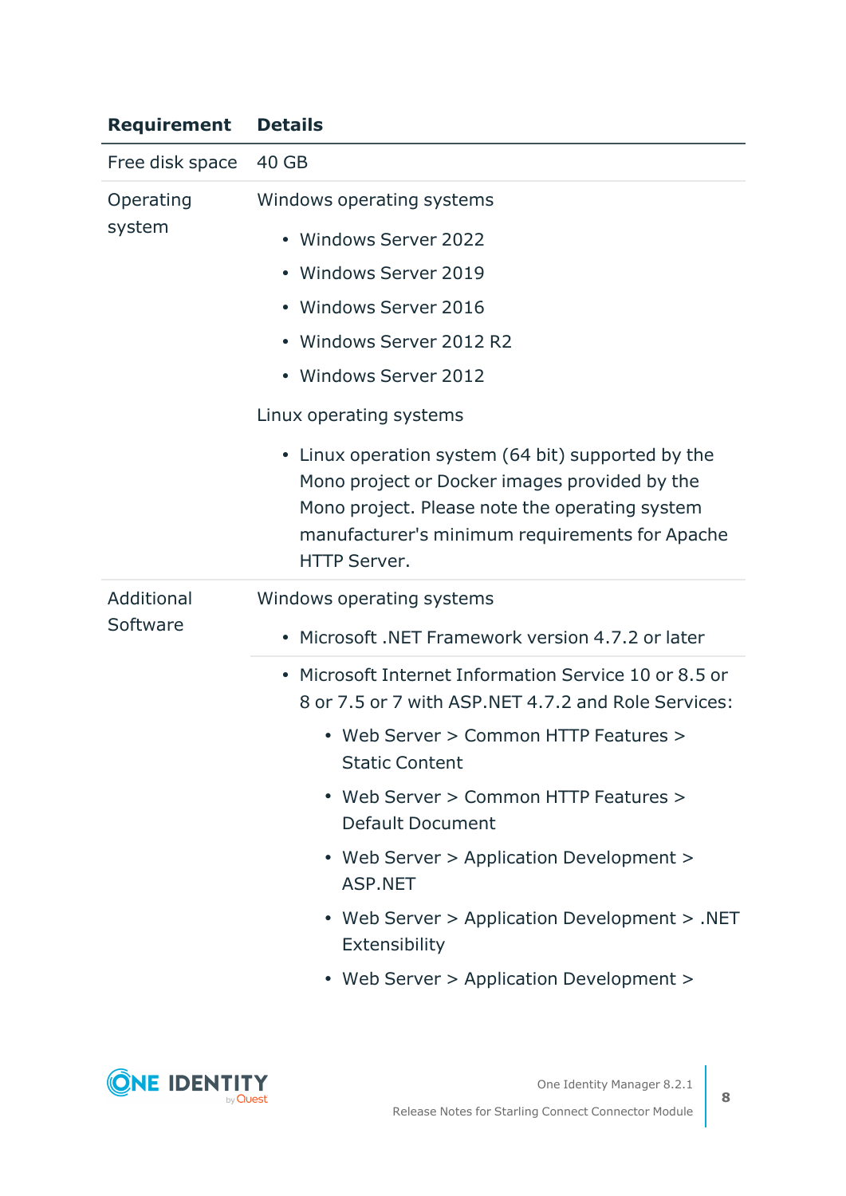| Requirement | Details |
| --- | --- |
| Free disk space | 40 GB |
| Operating system | Windows operating systems<br>• Windows Server 2022<br>• Windows Server 2019<br>• Windows Server 2016<br>• Windows Server 2012 R2<br>• Windows Server 2012<br>Linux operating systems<br>• Linux operation system (64 bit) supported by the Mono project or Docker images provided by the Mono project. Please note the operating system manufacturer's minimum requirements for Apache HTTP Server. |
| Additional Software | Windows operating systems<br>• Microsoft .NET Framework version 4.7.2 or later |
| | • Microsoft Internet Information Service 10 or 8.5 or 8 or 7.5 or 7 with ASP.NET 4.7.2 and Role Services:<br>  • Web Server > Common HTTP Features > Static Content<br>  • Web Server > Common HTTP Features > Default Document<br>  • Web Server > Application Development > ASP.NET<br>  • Web Server > Application Development > .NET Extensibility<br>  • Web Server > Application Development > |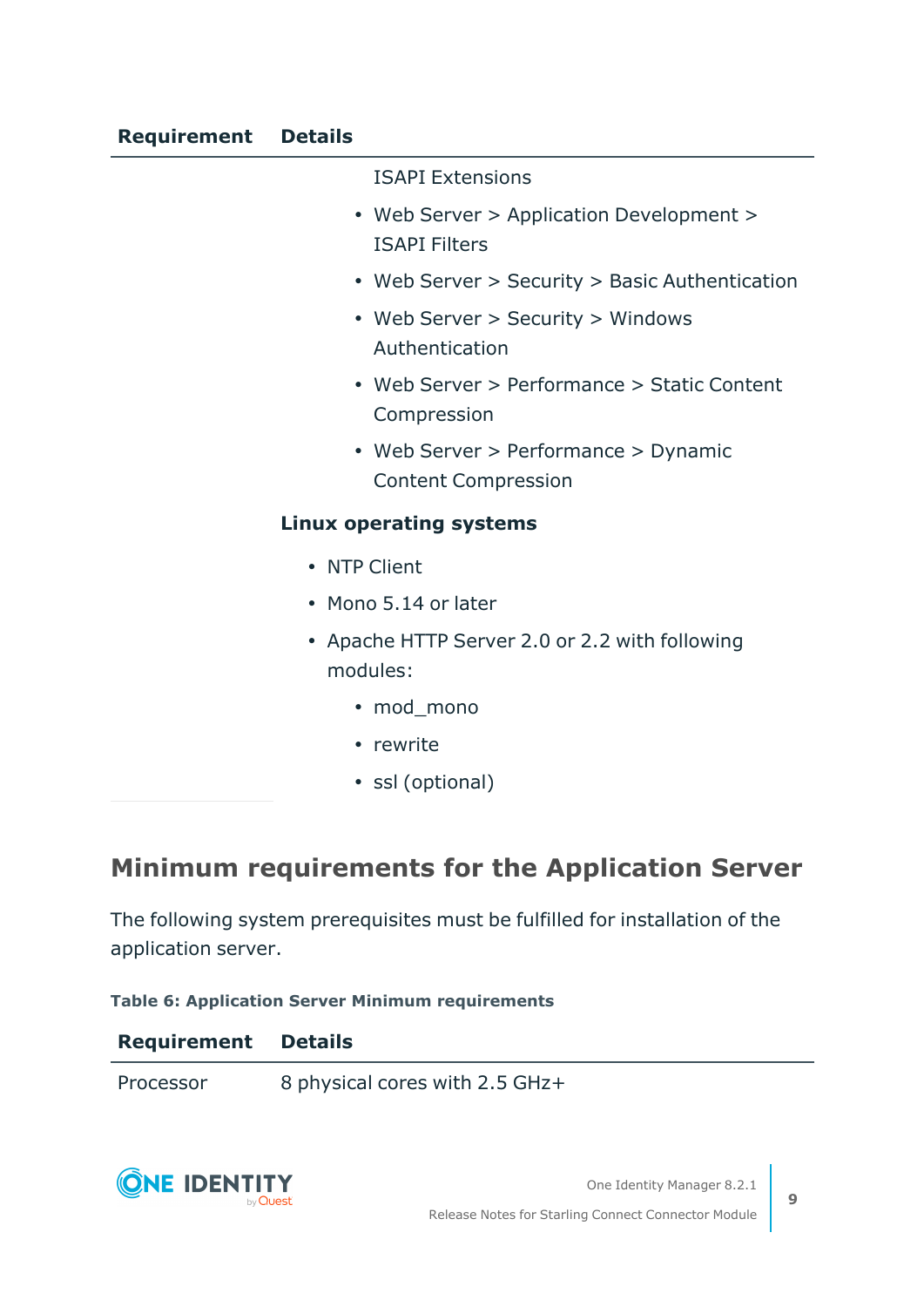| Requirement | Details |
|---|---|
| | ISAPI Extensions<br>• Web Server > Application Development > ISAPI Filters<br>• Web Server > Security > Basic Authentication<br>• Web Server > Security > Windows Authentication<br>• Web Server > Performance > Static Content Compression<br>• Web Server > Performance > Dynamic Content Compression<br>**Linux operating systems**<br>• NTP Client<br>• Mono 5.14 or later<br>• Apache HTTP Server 2.0 or 2.2 with following modules:<br>  • mod_mono<br>  • rewrite<br>  • ssl (optional) |

## Minimum requirements for the Application Server

The following system prerequisites must be fulfilled for installation of the application server.

**Table 6: Application Server Minimum requirements**

| Requirement | Details |
|---|---|
| Processor | 8 physical cores with 2.5 GHz+ |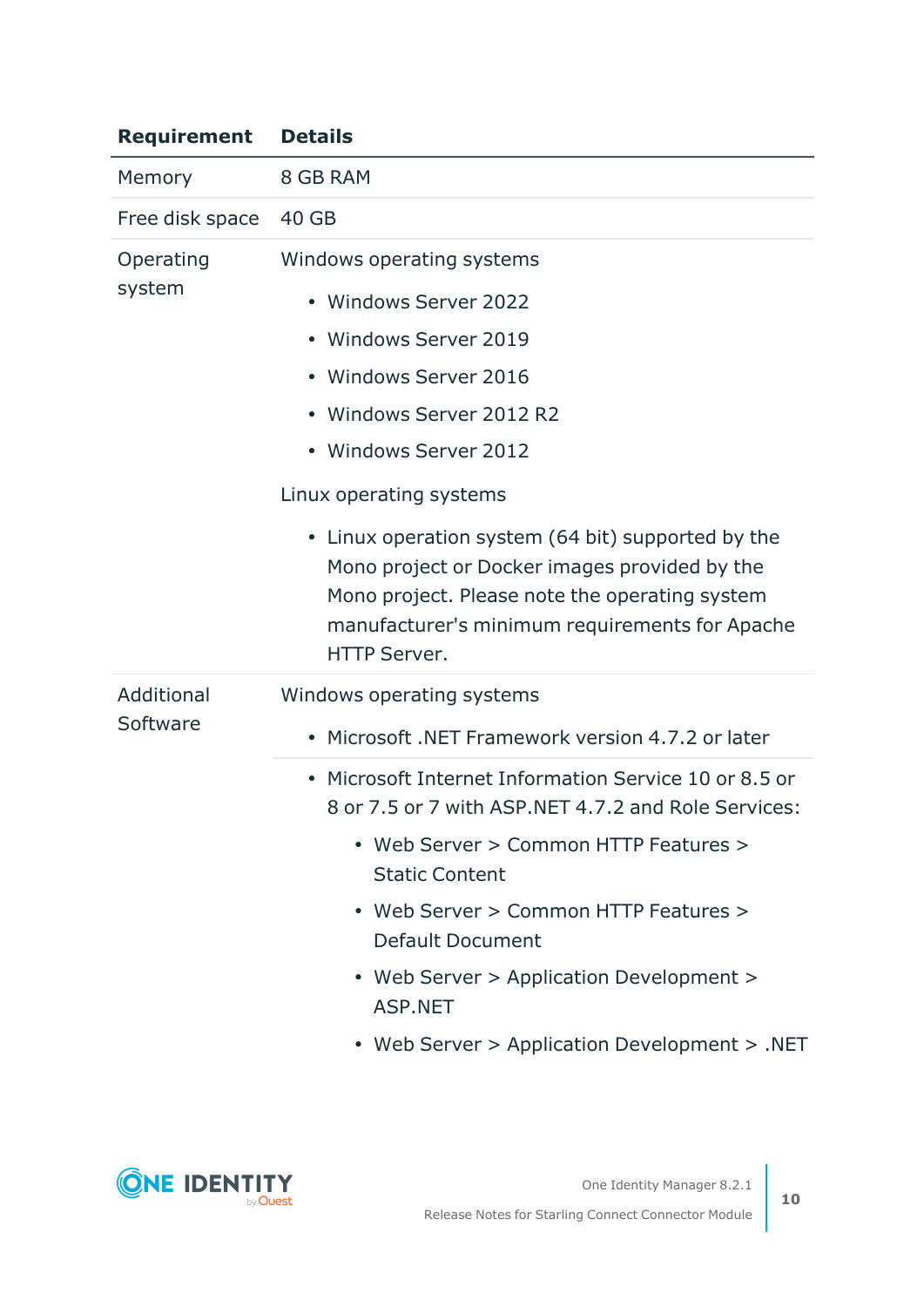| Requirement | Details |
| --- | --- |
| Memory | 8 GB RAM |
| Free disk space | 40 GB |
| Operating system | Windows operating systems<br>• Windows Server 2022<br>• Windows Server 2019<br>• Windows Server 2016<br>• Windows Server 2012 R2<br>• Windows Server 2012<br>Linux operating systems<br>• Linux operation system (64 bit) supported by the Mono project or Docker images provided by the Mono project. Please note the operating system manufacturer's minimum requirements for Apache HTTP Server. |
| Additional Software | Windows operating systems<br>• Microsoft .NET Framework version 4.7.2 or later |
| | • Microsoft Internet Information Service 10 or 8.5 or 8 or 7.5 or 7 with ASP.NET 4.7.2 and Role Services:<br>  • Web Server > Common HTTP Features > Static Content<br>  • Web Server > Common HTTP Features > Default Document<br>  • Web Server > Application Development > ASP.NET<br>  • Web Server > Application Development > .NET |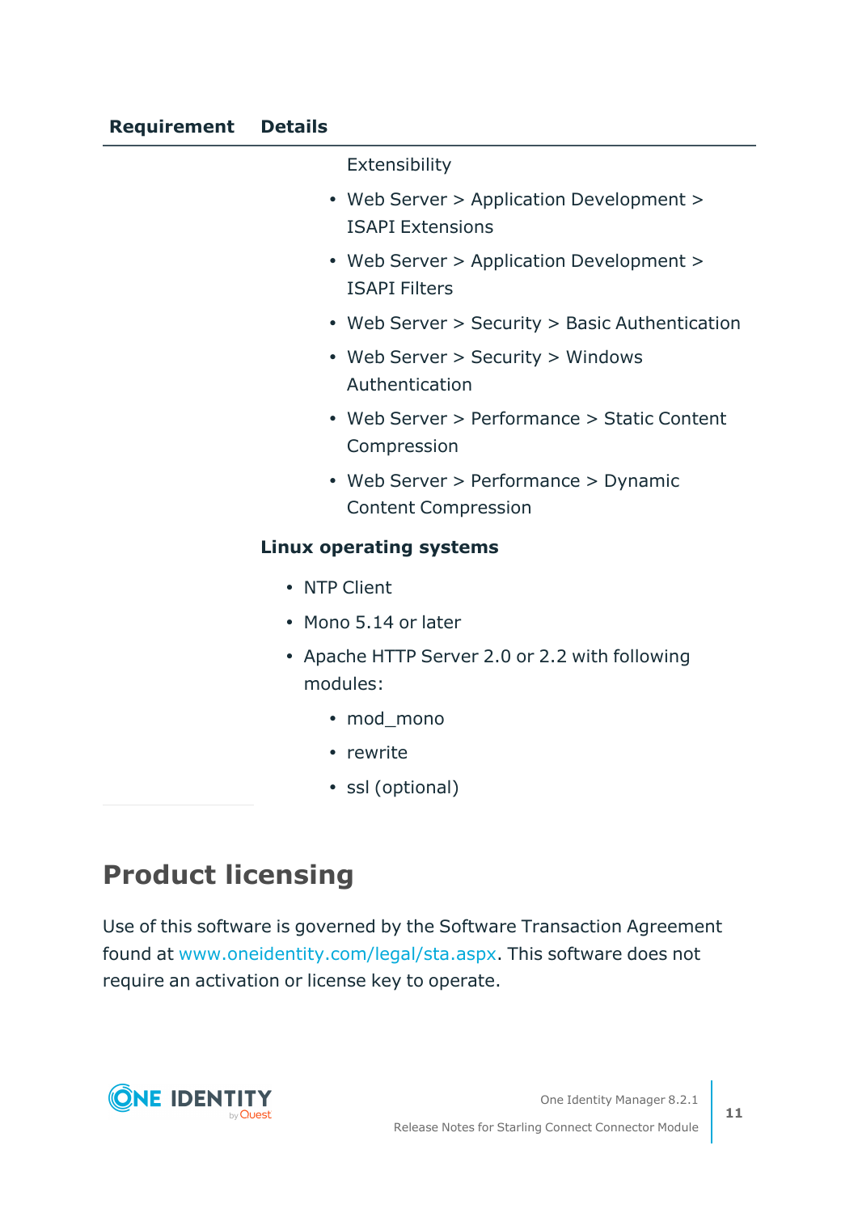| Requirement | Details |
|---|---|
| | Extensibility<br>• Web Server > Application Development > ISAPI Extensions<br>• Web Server > Application Development > ISAPI Filters<br>• Web Server > Security > Basic Authentication<br>• Web Server > Security > Windows Authentication<br>• Web Server > Performance > Static Content Compression<br>• Web Server > Performance > Dynamic Content Compression<br>**Linux operating systems**<br>• NTP Client<br>• Mono 5.14 or later<br>• Apache HTTP Server 2.0 or 2.2 with following modules:<br>  • mod_mono<br>  • rewrite<br>  • ssl (optional) |

## Product licensing

Use of this software is governed by the Software Transaction Agreement found at www.oneidentity.com/legal/sta.aspx. This software does not require an activation or license key to operate.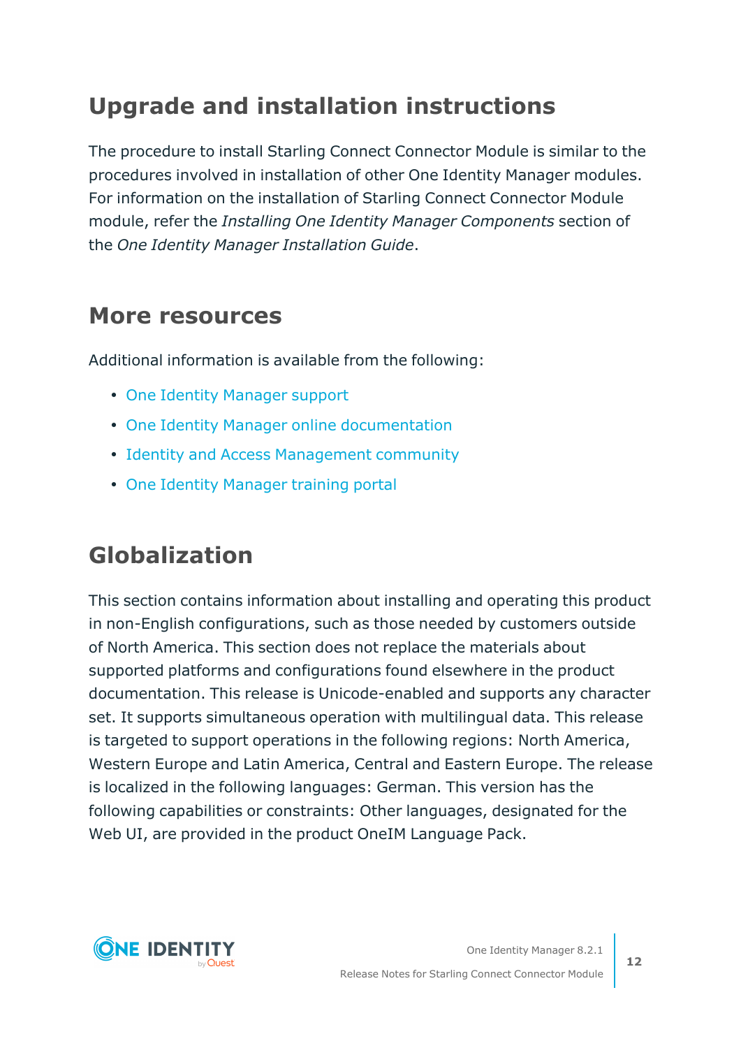## Upgrade and installation instructions

The procedure to install Starling Connect Connector Module is similar to the procedures involved in installation of other One Identity Manager modules. For information on the installation of Starling Connect Connector Module module, refer the *Installing One Identity Manager Components* section of the *One Identity Manager Installation Guide*.

## More resources

Additional information is available from the following:

- One Identity Manager support
- One Identity Manager online documentation
- Identity and Access Management community
- One Identity Manager training portal

## Globalization

This section contains information about installing and operating this product in non-English configurations, such as those needed by customers outside of North America. This section does not replace the materials about supported platforms and configurations found elsewhere in the product documentation. This release is Unicode-enabled and supports any character set. It supports simultaneous operation with multilingual data. This release is targeted to support operations in the following regions: North America, Western Europe and Latin America, Central and Eastern Europe. The release is localized in the following languages: German. This version has the following capabilities or constraints: Other languages, designated for the Web UI, are provided in the product OneIM Language Pack.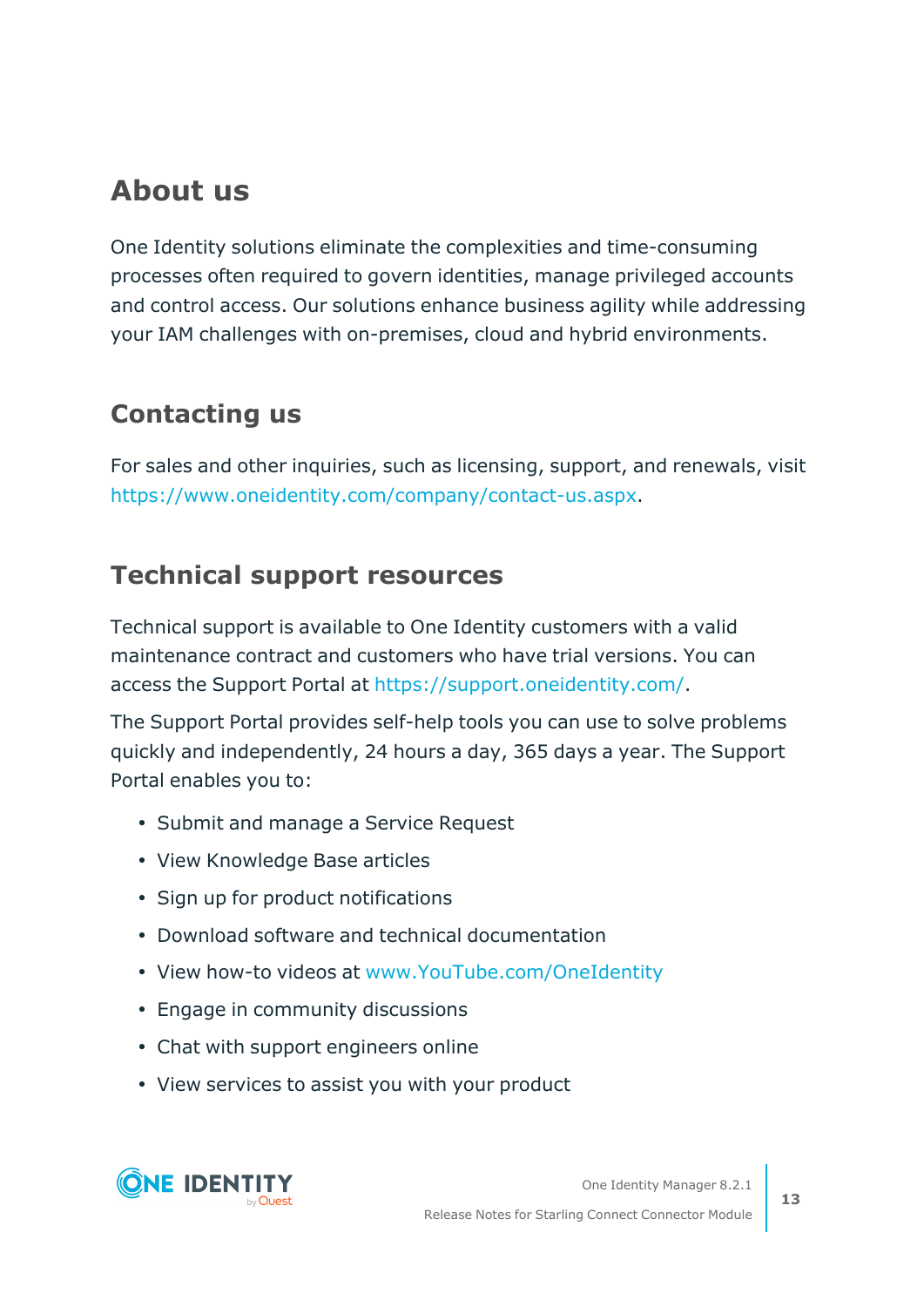# About us

One Identity solutions eliminate the complexities and time-consuming processes often required to govern identities, manage privileged accounts and control access. Our solutions enhance business agility while addressing your IAM challenges with on-premises, cloud and hybrid environments.

## Contacting us

For sales and other inquiries, such as licensing, support, and renewals, visit https://www.oneidentity.com/company/contact-us.aspx.

## Technical support resources

Technical support is available to One Identity customers with a valid maintenance contract and customers who have trial versions. You can access the Support Portal at https://support.oneidentity.com/.

The Support Portal provides self-help tools you can use to solve problems quickly and independently, 24 hours a day, 365 days a year. The Support Portal enables you to:

- Submit and manage a Service Request
- View Knowledge Base articles
- Sign up for product notifications
- Download software and technical documentation
- View how-to videos at www.YouTube.com/OneIdentity
- Engage in community discussions
- Chat with support engineers online
- View services to assist you with your product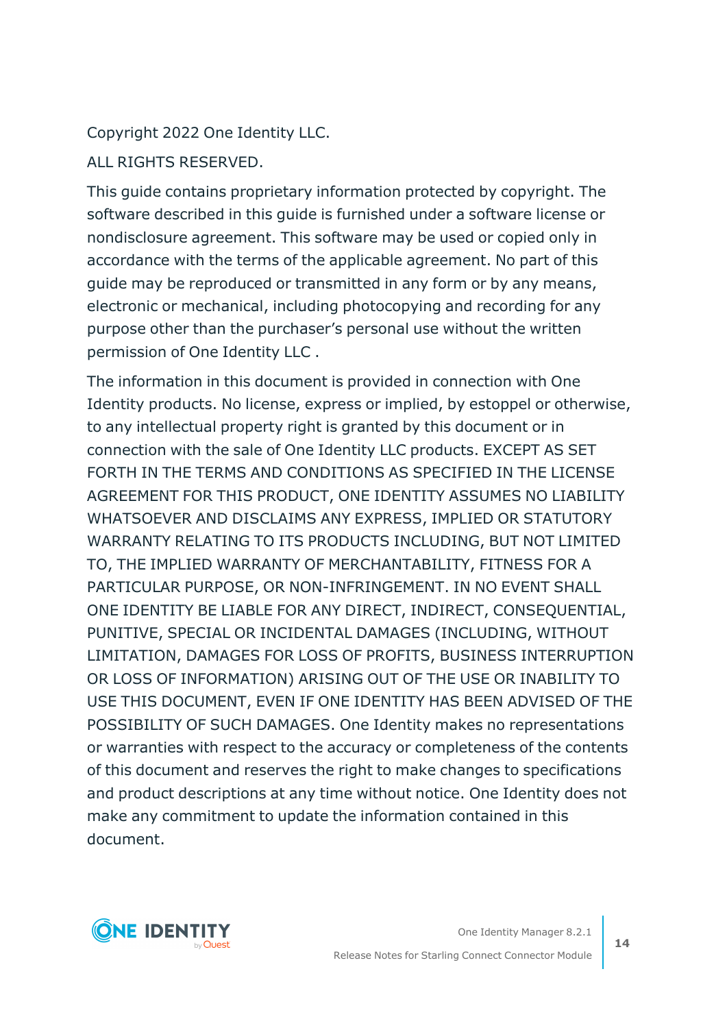Copyright 2022 One Identity LLC.

ALL RIGHTS RESERVED.

This guide contains proprietary information protected by copyright. The software described in this guide is furnished under a software license or nondisclosure agreement. This software may be used or copied only in accordance with the terms of the applicable agreement. No part of this guide may be reproduced or transmitted in any form or by any means, electronic or mechanical, including photocopying and recording for any purpose other than the purchaser's personal use without the written permission of One Identity LLC .

The information in this document is provided in connection with One Identity products. No license, express or implied, by estoppel or otherwise, to any intellectual property right is granted by this document or in connection with the sale of One Identity LLC products. EXCEPT AS SET FORTH IN THE TERMS AND CONDITIONS AS SPECIFIED IN THE LICENSE AGREEMENT FOR THIS PRODUCT, ONE IDENTITY ASSUMES NO LIABILITY WHATSOEVER AND DISCLAIMS ANY EXPRESS, IMPLIED OR STATUTORY WARRANTY RELATING TO ITS PRODUCTS INCLUDING, BUT NOT LIMITED TO, THE IMPLIED WARRANTY OF MERCHANTABILITY, FITNESS FOR A PARTICULAR PURPOSE, OR NON-INFRINGEMENT. IN NO EVENT SHALL ONE IDENTITY BE LIABLE FOR ANY DIRECT, INDIRECT, CONSEQUENTIAL, PUNITIVE, SPECIAL OR INCIDENTAL DAMAGES (INCLUDING, WITHOUT LIMITATION, DAMAGES FOR LOSS OF PROFITS, BUSINESS INTERRUPTION OR LOSS OF INFORMATION) ARISING OUT OF THE USE OR INABILITY TO USE THIS DOCUMENT, EVEN IF ONE IDENTITY HAS BEEN ADVISED OF THE POSSIBILITY OF SUCH DAMAGES. One Identity makes no representations or warranties with respect to the accuracy or completeness of the contents of this document and reserves the right to make changes to specifications and product descriptions at any time without notice. One Identity does not make any commitment to update the information contained in this document.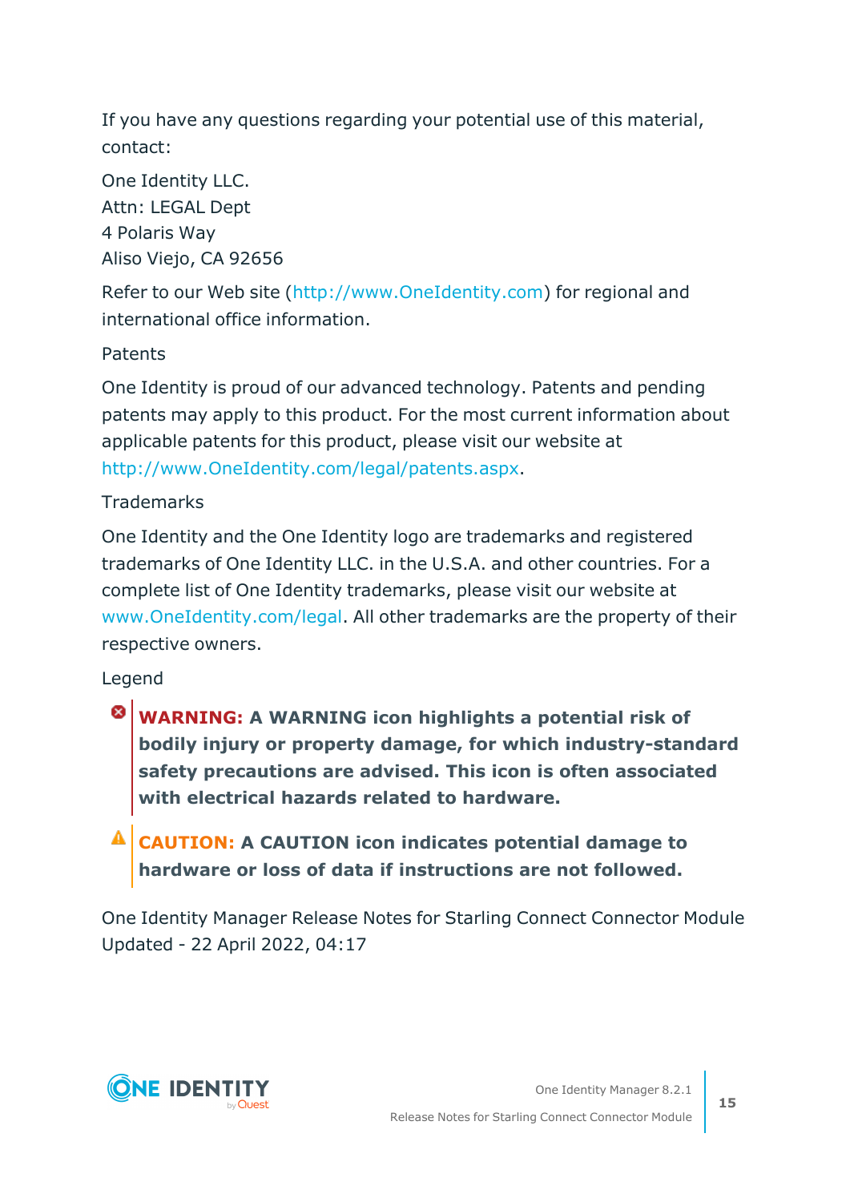If you have any questions regarding your potential use of this material, contact:

One Identity LLC.
Attn: LEGAL Dept
4 Polaris Way
Aliso Viejo, CA 92656

Refer to our Web site (http://www.OneIdentity.com) for regional and international office information.

Patents

One Identity is proud of our advanced technology. Patents and pending patents may apply to this product. For the most current information about applicable patents for this product, please visit our website at http://www.OneIdentity.com/legal/patents.aspx.

Trademarks

One Identity and the One Identity logo are trademarks and registered trademarks of One Identity LLC. in the U.S.A. and other countries. For a complete list of One Identity trademarks, please visit our website at www.OneIdentity.com/legal. All other trademarks are the property of their respective owners.

Legend

**WARNING: A WARNING icon highlights a potential risk of bodily injury or property damage, for which industry-standard safety precautions are advised. This icon is often associated with electrical hazards related to hardware.**

**CAUTION: A CAUTION icon indicates potential damage to hardware or loss of data if instructions are not followed.**

One Identity Manager Release Notes for Starling Connect Connector Module
Updated - 22 April 2022, 04:17